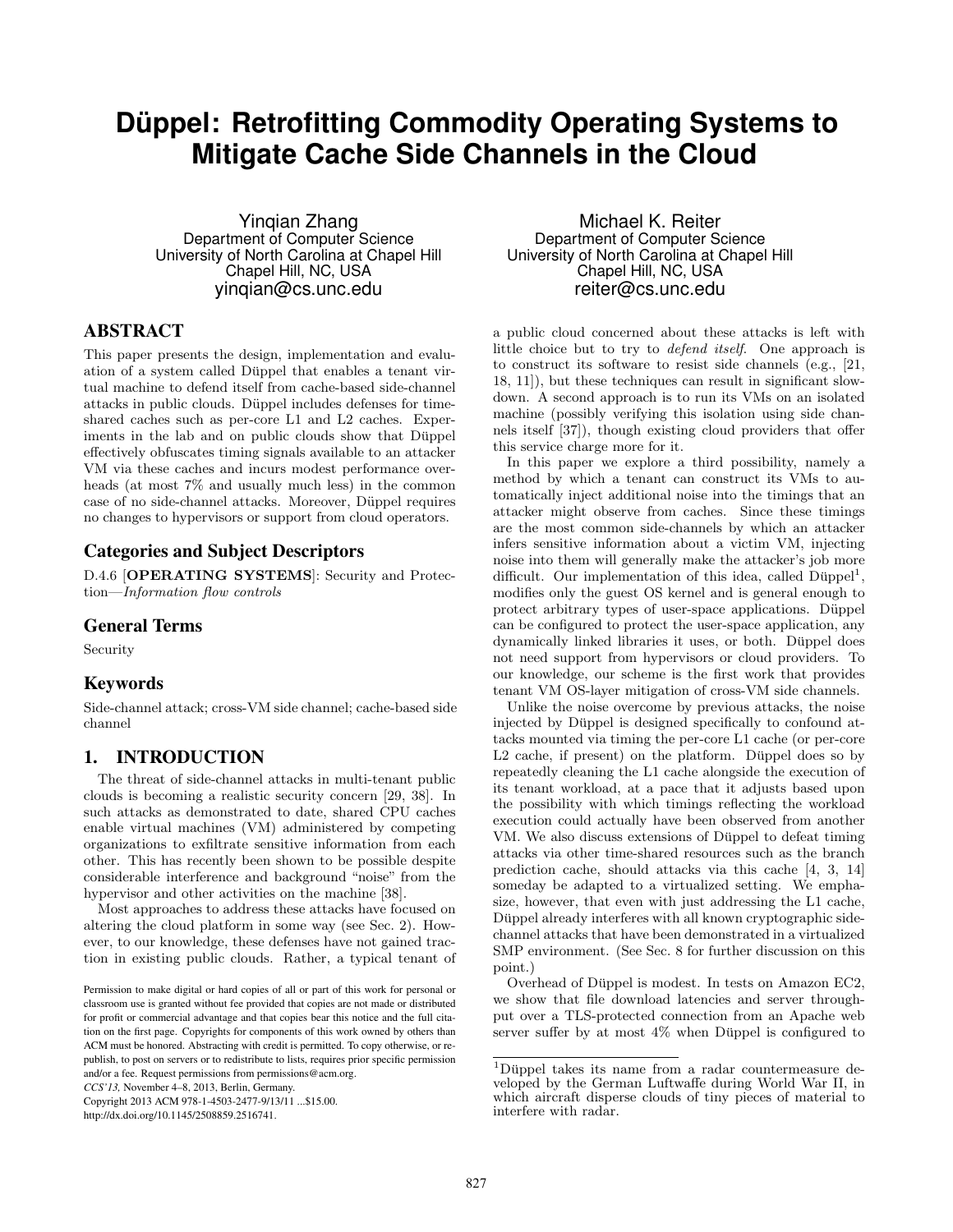# Düppel: Retrofitting Commodity Operating Systems to Mitigate Cache Side Channels in the Cloud

Yinqian Zhang
Department of Computer Science
University of North Carolina at Chapel Hill
Chapel Hill, NC, USA
yinqian@cs.unc.edu

Michael K. Reiter
Department of Computer Science
University of North Carolina at Chapel Hill
Chapel Hill, NC, USA
reiter@cs.unc.edu

## ABSTRACT

This paper presents the design, implementation and evaluation of a system called Düppel that enables a tenant virtual machine to defend itself from cache-based side-channel attacks in public clouds. Düppel includes defenses for time-shared caches such as per-core L1 and L2 caches. Experiments in the lab and on public clouds show that Düppel effectively obfuscates timing signals available to an attacker VM via these caches and incurs modest performance overheads (at most 7% and usually much less) in the common case of no side-channel attacks. Moreover, Düppel requires no changes to hypervisors or support from cloud operators.

## Categories and Subject Descriptors

D.4.6 [**OPERATING SYSTEMS**]: Security and Protection—*Information flow controls*

## General Terms

Security

## Keywords

Side-channel attack; cross-VM side channel; cache-based side channel

## 1. INTRODUCTION

The threat of side-channel attacks in multi-tenant public clouds is becoming a realistic security concern [29, 38]. In such attacks as demonstrated to date, shared CPU caches enable virtual machines (VM) administered by competing organizations to exfiltrate sensitive information from each other. This has recently been shown to be possible despite considerable interference and background "noise" from the hypervisor and other activities on the machine [38].

Most approaches to address these attacks have focused on altering the cloud platform in some way (see Sec. 2). However, to our knowledge, these defenses have not gained traction in existing public clouds. Rather, a typical tenant of a public cloud concerned about these attacks is left with little choice but to try to *defend itself*. One approach is to construct its software to resist side channels (e.g., [21, 18, 11]), but these techniques can result in significant slowdown. A second approach is to run its VMs on an isolated machine (possibly verifying this isolation using side channels itself [37]), though existing cloud providers that offer this service charge more for it.

In this paper we explore a third possibility, namely a method by which a tenant can construct its VMs to automatically inject additional noise into the timings that an attacker might observe from caches. Since these timings are the most common side-channels by which an attacker infers sensitive information about a victim VM, injecting noise into them will generally make the attacker's job more difficult. Our implementation of this idea, called Düppel[1], modifies only the guest OS kernel and is general enough to protect arbitrary types of user-space applications. Düppel can be configured to protect the user-space application, any dynamically linked libraries it uses, or both. Düppel does not need support from hypervisors or cloud providers. To our knowledge, our scheme is the first work that provides tenant VM OS-layer mitigation of cross-VM side channels.

Unlike the noise overcome by previous attacks, the noise injected by Düppel is designed specifically to confound attacks mounted via timing the per-core L1 cache (or per-core L2 cache, if present) on the platform. Düppel does so by repeatedly cleaning the L1 cache alongside the execution of its tenant workload, at a pace that it adjusts based upon the possibility with which timings reflecting the workload execution could actually have been observed from another VM. We also discuss extensions of Düppel to defeat timing attacks via other time-shared resources such as the branch prediction cache, should attacks via this cache [4, 3, 14] someday be adapted to a virtualized setting. We emphasize, however, that even with just addressing the L1 cache, Düppel already interferes with all known cryptographic side-channel attacks that have been demonstrated in a virtualized SMP environment. (See Sec. 8 for further discussion on this point.)

Overhead of Düppel is modest. In tests on Amazon EC2, we show that file download latencies and server throughput over a TLS-protected connection from an Apache web server suffer by at most 4% when Düppel is configured to

[1]Düppel takes its name from a radar countermeasure developed by the German Luftwaffe during World War II, in which aircraft disperse clouds of tiny pieces of material to interfere with radar.

Permission to make digital or hard copies of all or part of this work for personal or classroom use is granted without fee provided that copies are not made or distributed for profit or commercial advantage and that copies bear this notice and the full citation on the first page. Copyrights for components of this work owned by others than ACM must be honored. Abstracting with credit is permitted. To copy otherwise, or republish, to post on servers or to redistribute to lists, requires prior specific permission and/or a fee. Request permissions from permissions@acm.org.
*CCS'13,* November 4–8, 2013, Berlin, Germany.
Copyright 2013 ACM 978-1-4503-2477-9/13/11 ...$15.00.
http://dx.doi.org/10.1145/2508859.2516741.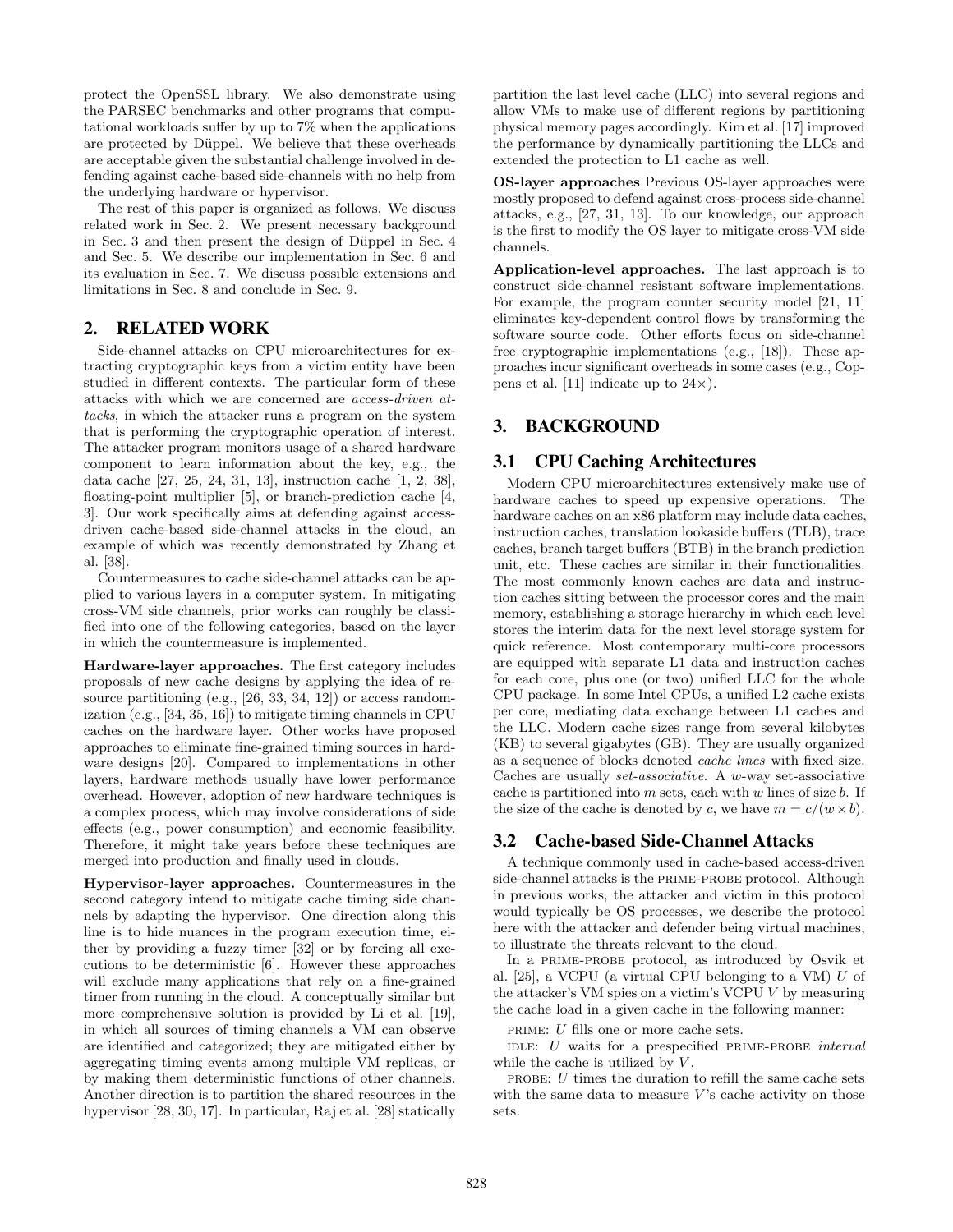protect the OpenSSL library. We also demonstrate using the PARSEC benchmarks and other programs that computational workloads suffer by up to 7% when the applications are protected by Düppel. We believe that these overheads are acceptable given the substantial challenge involved in defending against cache-based side-channels with no help from the underlying hardware or hypervisor.

The rest of this paper is organized as follows. We discuss related work in Sec. 2. We present necessary background in Sec. 3 and then present the design of Düppel in Sec. 4 and Sec. 5. We describe our implementation in Sec. 6 and its evaluation in Sec. 7. We discuss possible extensions and limitations in Sec. 8 and conclude in Sec. 9.

## 2. RELATED WORK

Side-channel attacks on CPU microarchitectures for extracting cryptographic keys from a victim entity have been studied in different contexts. The particular form of these attacks with which we are concerned are *access-driven attacks*, in which the attacker runs a program on the system that is performing the cryptographic operation of interest. The attacker program monitors usage of a shared hardware component to learn information about the key, e.g., the data cache [27, 25, 24, 31, 13], instruction cache [1, 2, 38], floating-point multiplier [5], or branch-prediction cache [4, 3]. Our work specifically aims at defending against access-driven cache-based side-channel attacks in the cloud, an example of which was recently demonstrated by Zhang et al. [38].

Countermeasures to cache side-channel attacks can be applied to various layers in a computer system. In mitigating cross-VM side channels, prior works can roughly be classified into one of the following categories, based on the layer in which the countermeasure is implemented.

**Hardware-layer approaches.** The first category includes proposals of new cache designs by applying the idea of resource partitioning (e.g., [26, 33, 34, 12]) or access randomization (e.g., [34, 35, 16]) to mitigate timing channels in CPU caches on the hardware layer. Other works have proposed approaches to eliminate fine-grained timing sources in hardware designs [20]. Compared to implementations in other layers, hardware methods usually have lower performance overhead. However, adoption of new hardware techniques is a complex process, which may involve considerations of side effects (e.g., power consumption) and economic feasibility. Therefore, it might take years before these techniques are merged into production and finally used in clouds.

**Hypervisor-layer approaches.** Countermeasures in the second category intend to mitigate cache timing side channels by adapting the hypervisor. One direction along this line is to hide nuances in the program execution time, either by providing a fuzzy timer [32] or by forcing all executions to be deterministic [6]. However these approaches will exclude many applications that rely on a fine-grained timer from running in the cloud. A conceptually similar but more comprehensive solution is provided by Li et al. [19], in which all sources of timing channels a VM can observe are identified and categorized; they are mitigated either by aggregating timing events among multiple VM replicas, or by making them deterministic functions of other channels. Another direction is to partition the shared resources in the hypervisor [28, 30, 17]. In particular, Raj et al. [28] statically partition the last level cache (LLC) into several regions and allow VMs to make use of different regions by partitioning physical memory pages accordingly. Kim et al. [17] improved the performance by dynamically partitioning the LLCs and extended the protection to L1 cache as well.

**OS-layer approaches** Previous OS-layer approaches were mostly proposed to defend against cross-process side-channel attacks, e.g., [27, 31, 13]. To our knowledge, our approach is the first to modify the OS layer to mitigate cross-VM side channels.

**Application-level approaches.** The last approach is to construct side-channel resistant software implementations. For example, the program counter security model [21, 11] eliminates key-dependent control flows by transforming the software source code. Other efforts focus on side-channel free cryptographic implementations (e.g., [18]). These approaches incur significant overheads in some cases (e.g., Coppens et al. [11] indicate up to 24×).

## 3. BACKGROUND

### 3.1 CPU Caching Architectures

Modern CPU microarchitectures extensively make use of hardware caches to speed up expensive operations. The hardware caches on an x86 platform may include data caches, instruction caches, translation lookaside buffers (TLB), trace caches, branch target buffers (BTB) in the branch prediction unit, etc. These caches are similar in their functionalities. The most commonly known caches are data and instruction caches sitting between the processor cores and the main memory, establishing a storage hierarchy in which each level stores the interim data for the next level storage system for quick reference. Most contemporary multi-core processors are equipped with separate L1 data and instruction caches for each core, plus one (or two) unified LLC for the whole CPU package. In some Intel CPUs, a unified L2 cache exists per core, mediating data exchange between L1 caches and the LLC. Modern cache sizes range from several kilobytes (KB) to several gigabytes (GB). They are usually organized as a sequence of blocks denoted *cache lines* with fixed size. Caches are usually *set-associative*. A $w$-way set-associative cache is partitioned into $m$ sets, each with $w$ lines of size $b$. If the size of the cache is denoted by $c$, we have $m = c/(w \times b)$.

### 3.2 Cache-based Side-Channel Attacks

A technique commonly used in cache-based access-driven side-channel attacks is the PRIME-PROBE protocol. Although in previous works, the attacker and victim in this protocol would typically be OS processes, we describe the protocol here with the attacker and defender being virtual machines, to illustrate the threats relevant to the cloud.

In a PRIME-PROBE protocol, as introduced by Osvik et al. [25], a VCPU (a virtual CPU belonging to a VM) $U$ of the attacker's VM spies on a victim's VCPU $V$ by measuring the cache load in a given cache in the following manner:

PRIME: $U$ fills one or more cache sets.

IDLE: $U$ waits for a prespecified PRIME-PROBE *interval* while the cache is utilized by $V$.

PROBE: $U$ times the duration to refill the same cache sets with the same data to measure $V$'s cache activity on those sets.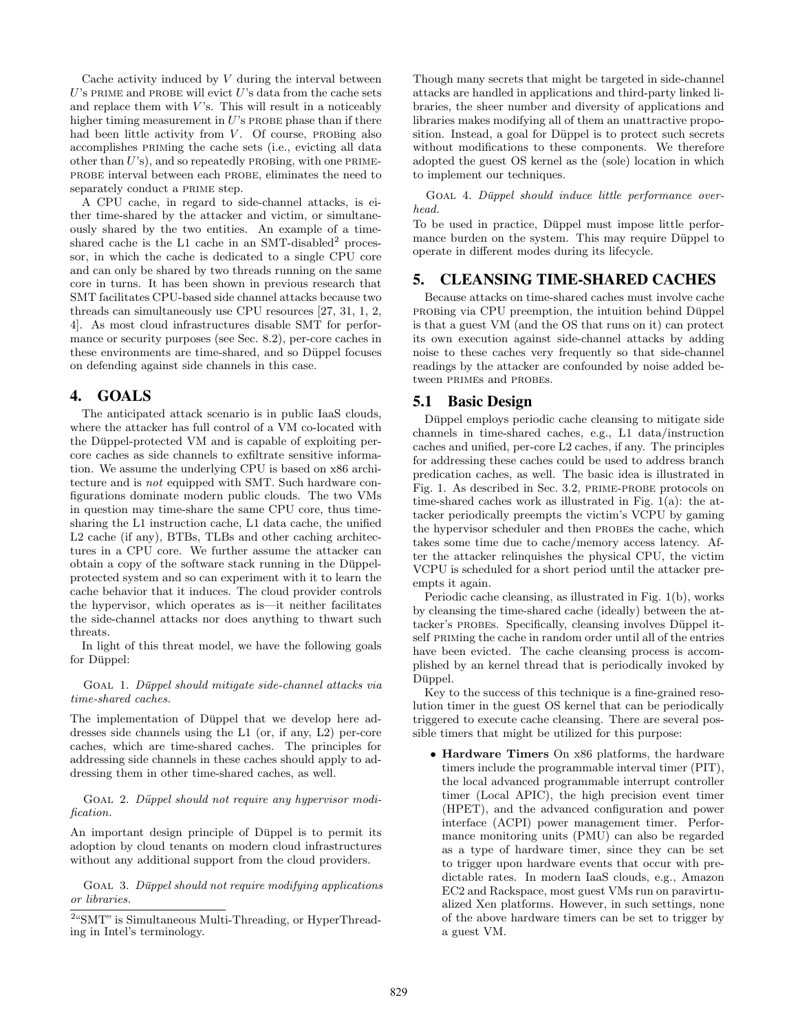Cache activity induced by $V$ during the interval between $U$'s PRIME and PROBE will evict $U$'s data from the cache sets and replace them with $V$'s. This will result in a noticeably higher timing measurement in $U$'s PROBE phase than if there had been little activity from $V$. Of course, PROBing also accomplishes PRIMing the cache sets (i.e., evicting all data other than $U$'s), and so repeatedly PROBing, with one PRIME-PROBE interval between each PROBE, eliminates the need to separately conduct a PRIME step.

A CPU cache, in regard to side-channel attacks, is either time-shared by the attacker and victim, or simultaneously shared by the two entities. An example of a time-shared cache is the L1 cache in an SMT-disabled[2] processor, in which the cache is dedicated to a single CPU core and can only be shared by two threads running on the same core in turns. It has been shown in previous research that SMT facilitates CPU-based side channel attacks because two threads can simultaneously use CPU resources [27, 31, 1, 2, 4]. As most cloud infrastructures disable SMT for performance or security purposes (see Sec. 8.2), per-core caches in these environments are time-shared, and so Düppel focuses on defending against side channels in this case.

## 4. GOALS

The anticipated attack scenario is in public IaaS clouds, where the attacker has full control of a VM co-located with the Düppel-protected VM and is capable of exploiting per-core caches as side channels to exfiltrate sensitive information. We assume the underlying CPU is based on x86 architecture and is *not* equipped with SMT. Such hardware configurations dominate modern public clouds. The two VMs in question may time-share the same CPU core, thus time-sharing the L1 instruction cache, L1 data cache, the unified L2 cache (if any), BTBs, TLBs and other caching architectures in a CPU core. We further assume the attacker can obtain a copy of the software stack running in the Düppel-protected system and so can experiment with it to learn the cache behavior that it induces. The cloud provider controls the hypervisor, which operates as is—it neither facilitates the side-channel attacks nor does anything to thwart such threats.

In light of this threat model, we have the following goals for Düppel:

GOAL 1. *Düppel should mitigate side-channel attacks via time-shared caches.*

The implementation of Düppel that we develop here addresses side channels using the L1 (or, if any, L2) per-core caches, which are time-shared caches. The principles for addressing side channels in these caches should apply to addressing them in other time-shared caches, as well.

GOAL 2. *Düppel should not require any hypervisor modification.*

An important design principle of Düppel is to permit its adoption by cloud tenants on modern cloud infrastructures without any additional support from the cloud providers.

GOAL 3. *Düppel should not require modifying applications or libraries.*

[2]"SMT" is Simultaneous Multi-Threading, or HyperThreading in Intel's terminology.

Though many secrets that might be targeted in side-channel attacks are handled in applications and third-party linked libraries, the sheer number and diversity of applications and libraries makes modifying all of them an unattractive proposition. Instead, a goal for Düppel is to protect such secrets without modifications to these components. We therefore adopted the guest OS kernel as the (sole) location in which to implement our techniques.

GOAL 4. *Düppel should induce little performance overhead.*

To be used in practice, Düppel must impose little performance burden on the system. This may require Düppel to operate in different modes during its lifecycle.

## 5. CLEANSING TIME-SHARED CACHES

Because attacks on time-shared caches must involve cache PROBing via CPU preemption, the intuition behind Düppel is that a guest VM (and the OS that runs on it) can protect its own execution against side-channel attacks by adding noise to these caches very frequently so that side-channel readings by the attacker are confounded by noise added between PRIMEs and PROBEs.

### 5.1 Basic Design

Düppel employs periodic cache cleansing to mitigate side channels in time-shared caches, e.g., L1 data/instruction caches and unified, per-core L2 caches, if any. The principles for addressing these caches could be used to address branch predication caches, as well. The basic idea is illustrated in Fig. 1. As described in Sec. 3.2, PRIME-PROBE protocols on time-shared caches work as illustrated in Fig. 1(a): the attacker periodically preempts the victim's VCPU by gaming the hypervisor scheduler and then PROBEs the cache, which takes some time due to cache/memory access latency. After the attacker relinquishes the physical CPU, the victim VCPU is scheduled for a short period until the attacker preempts it again.

Periodic cache cleansing, as illustrated in Fig. 1(b), works by cleansing the time-shared cache (ideally) between the attacker's PROBEs. Specifically, cleansing involves Düppel itself PRIMing the cache in random order until all of the entries have been evicted. The cache cleansing process is accomplished by an kernel thread that is periodically invoked by Düppel.

Key to the success of this technique is a fine-grained resolution timer in the guest OS kernel that can be periodically triggered to execute cache cleansing. There are several possible timers that might be utilized for this purpose:

- **Hardware Timers** On x86 platforms, the hardware timers include the programmable interval timer (PIT), the local advanced programmable interrupt controller timer (Local APIC), the high precision event timer (HPET), and the advanced configuration and power interface (ACPI) power management timer. Performance monitoring units (PMU) can also be regarded as a type of hardware timer, since they can be set to trigger upon hardware events that occur with predictable rates. In modern IaaS clouds, e.g., Amazon EC2 and Rackspace, most guest VMs run on paravirtualized Xen platforms. However, in such settings, none of the above hardware timers can be set to trigger by a guest VM.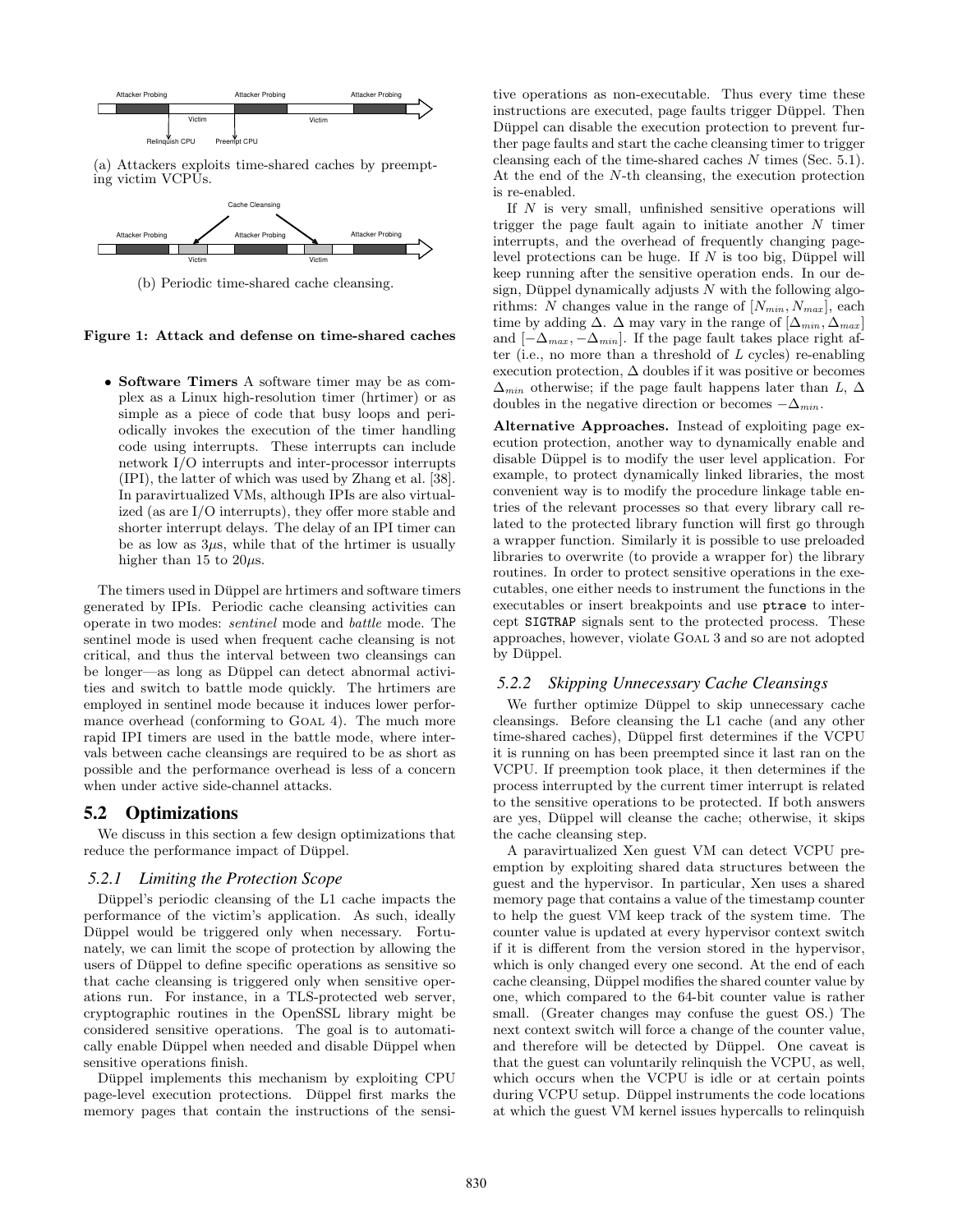Attacker Probing
Attacker Probing
Attacker Probing
Victim
Victim
Relinquish CPU
Preempt CPU

(a) Attackers exploits time-shared caches by preempting victim VCPUs.

Cache Cleansing
Attacker Probing
Attacker Probing
Attacker Probing
Victim
Victim

(b) Periodic time-shared cache cleansing.

**Figure 1: Attack and defense on time-shared caches**

- **Software Timers** A software timer may be as complex as a Linux high-resolution timer (hrtimer) or as simple as a piece of code that busy loops and periodically invokes the execution of the timer handling code using interrupts. These interrupts can include network I/O interrupts and inter-processor interrupts (IPI), the latter of which was used by Zhang et al. [38]. In paravirtualized VMs, although IPIs are also virtualized (as are I/O interrupts), they offer more stable and shorter interrupt delays. The delay of an IPI timer can be as low as $3\mu$s, while that of the hrtimer is usually higher than 15 to $20\mu$s.

The timers used in Düppel are hrtimers and software timers generated by IPIs. Periodic cache cleansing activities can operate in two modes: *sentinel* mode and *battle* mode. The sentinel mode is used when frequent cache cleansing is not critical, and thus the interval between two cleansings can be longer—as long as Düppel can detect abnormal activities and switch to battle mode quickly. The hrtimers are employed in sentinel mode because it induces lower performance overhead (conforming to Goal 4). The much more rapid IPI timers are used in the battle mode, where intervals between cache cleansings are required to be as short as possible and the performance overhead is less of a concern when under active side-channel attacks.

## 5.2 Optimizations

We discuss in this section a few design optimizations that reduce the performance impact of Düppel.

### 5.2.1 Limiting the Protection Scope

Düppel's periodic cleansing of the L1 cache impacts the performance of the victim's application. As such, ideally Düppel would be triggered only when necessary. Fortunately, we can limit the scope of protection by allowing the users of Düppel to define specific operations as sensitive so that cache cleansing is triggered only when sensitive operations run. For instance, in a TLS-protected web server, cryptographic routines in the OpenSSL library might be considered sensitive operations. The goal is to automatically enable Düppel when needed and disable Düppel when sensitive operations finish.

Düppel implements this mechanism by exploiting CPU page-level execution protections. Düppel first marks the memory pages that contain the instructions of the sensitive operations as non-executable. Thus every time these instructions are executed, page faults trigger Düppel. Then Düppel can disable the execution protection to prevent further page faults and start the cache cleansing timer to trigger cleansing each of the time-shared caches $N$ times (Sec. 5.1). At the end of the $N$-th cleansing, the execution protection is re-enabled.

If $N$ is very small, unfinished sensitive operations will trigger the page fault again to initiate another $N$ timer interrupts, and the overhead of frequently changing page-level protections can be huge. If $N$ is too big, Düppel will keep running after the sensitive operation ends. In our design, Düppel dynamically adjusts $N$ with the following algorithms: $N$ changes value in the range of $[N_{min}, N_{max}]$, each time by adding $\Delta$. $\Delta$ may vary in the range of $[\Delta_{min}, \Delta_{max}]$ and $[-\Delta_{max}, -\Delta_{min}]$. If the page fault takes place right after (i.e., no more than a threshold of $L$ cycles) re-enabling execution protection, $\Delta$ doubles if it was positive or becomes $\Delta_{min}$ otherwise; if the page fault happens later than $L$, $\Delta$ doubles in the negative direction or becomes $-\Delta_{min}$.

**Alternative Approaches.** Instead of exploiting page execution protection, another way to dynamically enable and disable Düppel is to modify the user level application. For example, to protect dynamically linked libraries, the most convenient way is to modify the procedure linkage table entries of the relevant processes so that every library call related to the protected library function will first go through a wrapper function. Similarly it is possible to use preloaded libraries to overwrite (to provide a wrapper for) the library routines. In order to protect sensitive operations in the executables, one either needs to instrument the functions in the executables or insert breakpoints and use `ptrace` to intercept `SIGTRAP` signals sent to the protected process. These approaches, however, violate Goal 3 and so are not adopted by Düppel.

### 5.2.2 Skipping Unnecessary Cache Cleansings

We further optimize Düppel to skip unnecessary cache cleansings. Before cleansing the L1 cache (and any other time-shared caches), Düppel first determines if the VCPU it is running on has been preempted since it last ran on the VCPU. If preemption took place, it then determines if the process interrupted by the current timer interrupt is related to the sensitive operations to be protected. If both answers are yes, Düppel will cleanse the cache; otherwise, it skips the cache cleansing step.

A paravirtualized Xen guest VM can detect VCPU preemption by exploiting shared data structures between the guest and the hypervisor. In particular, Xen uses a shared memory page that contains a value of the timestamp counter to help the guest VM keep track of the system time. The counter value is updated at every hypervisor context switch if it is different from the version stored in the hypervisor, which is only changed every one second. At the end of each cache cleansing, Düppel modifies the shared counter value by one, which compared to the 64-bit counter value is rather small. (Greater changes may confuse the guest OS.) The next context switch will force a change of the counter value, and therefore will be detected by Düppel. One caveat is that the guest can voluntarily relinquish the VCPU, as well, which occurs when the VCPU is idle or at certain points during VCPU setup. Düppel instruments the code locations at which the guest VM kernel issues hypercalls to relinquish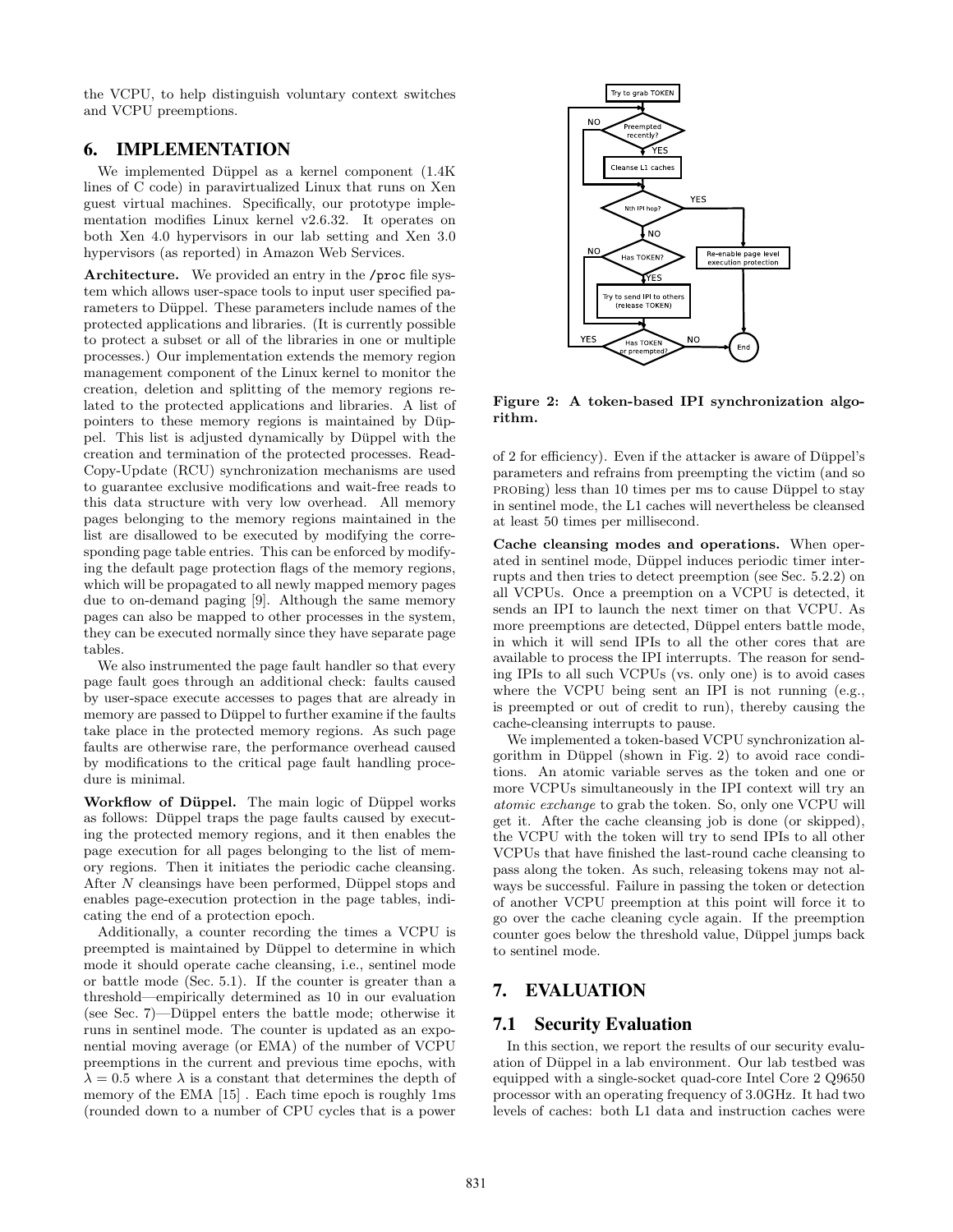the VCPU, to help distinguish voluntary context switches and VCPU preemptions.

## 6. IMPLEMENTATION

We implemented Düppel as a kernel component (1.4K lines of C code) in paravirtualized Linux that runs on Xen guest virtual machines. Specifically, our prototype implementation modifies Linux kernel v2.6.32. It operates on both Xen 4.0 hypervisors in our lab setting and Xen 3.0 hypervisors (as reported) in Amazon Web Services.

**Architecture.** We provided an entry in the /proc file system which allows user-space tools to input user specified parameters to Düppel. These parameters include names of the protected applications and libraries. (It is currently possible to protect a subset or all of the libraries in one or multiple processes.) Our implementation extends the memory region management component of the Linux kernel to monitor the creation, deletion and splitting of the memory regions related to the protected applications and libraries. A list of pointers to these memory regions is maintained by Düppel. This list is adjusted dynamically by Düppel with the creation and termination of the protected processes. Read-Copy-Update (RCU) synchronization mechanisms are used to guarantee exclusive modifications and wait-free reads to this data structure with very low overhead. All memory pages belonging to the memory regions maintained in the list are disallowed to be executed by modifying the corresponding page table entries. This can be enforced by modifying the default page protection flags of the memory regions, which will be propagated to all newly mapped memory pages due to on-demand paging [9]. Although the same memory pages can also be mapped to other processes in the system, they can be executed normally since they have separate page tables.

We also instrumented the page fault handler so that every page fault goes through an additional check: faults caused by user-space execute accesses to pages that are already in memory are passed to Düppel to further examine if the faults take place in the protected memory regions. As such page faults are otherwise rare, the performance overhead caused by modifications to the critical page fault handling procedure is minimal.

**Workflow of Düppel.** The main logic of Düppel works as follows: Düppel traps the page faults caused by executing the protected memory regions, and it then enables the page execution for all pages belonging to the list of memory regions. Then it initiates the periodic cache cleansing. After $N$ cleansings have been performed, Düppel stops and enables page-execution protection in the page tables, indicating the end of a protection epoch.

Additionally, a counter recording the times a VCPU is preempted is maintained by Düppel to determine in which mode it should operate cache cleansing, i.e., sentinel mode or battle mode (Sec. 5.1). If the counter is greater than a threshold—empirically determined as 10 in our evaluation (see Sec. 7)—Düppel enters the battle mode; otherwise it runs in sentinel mode. The counter is updated as an exponential moving average (or EMA) of the number of VCPU preemptions in the current and previous time epochs, with $\lambda = 0.5$ where $\lambda$ is a constant that determines the depth of memory of the EMA [15] . Each time epoch is roughly 1ms (rounded down to a number of CPU cycles that is a power of 2 for efficiency). Even if the attacker is aware of Düppel's parameters and refrains from preempting the victim (and so PROBing) less than 10 times per ms to cause Düppel to stay in sentinel mode, the L1 caches will nevertheless be cleansed at least 50 times per millisecond.

Figure 2: A token-based IPI synchronization algorithm.

**Cache cleansing modes and operations.** When operated in sentinel mode, Düppel induces periodic timer interrupts and then tries to detect preemption (see Sec. 5.2.2) on all VCPUs. Once a preemption on a VCPU is detected, it sends an IPI to launch the next timer on that VCPU. As more preemptions are detected, Düppel enters battle mode, in which it will send IPIs to all the other cores that are available to process the IPI interrupts. The reason for sending IPIs to all such VCPUs (vs. only one) is to avoid cases where the VCPU being sent an IPI is not running (e.g., is preempted or out of credit to run), thereby causing the cache-cleansing interrupts to pause.

We implemented a token-based VCPU synchronization algorithm in Düppel (shown in Fig. 2) to avoid race conditions. An atomic variable serves as the token and one or more VCPUs simultaneously in the IPI context will try an *atomic exchange* to grab the token. So, only one VCPU will get it. After the cache cleansing job is done (or skipped), the VCPU with the token will try to send IPIs to all other VCPUs that have finished the last-round cache cleansing to pass along the token. As such, releasing tokens may not always be successful. Failure in passing the token or detection of another VCPU preemption at this point will force it to go over the cache cleaning cycle again. If the preemption counter goes below the threshold value, Düppel jumps back to sentinel mode.

## 7. EVALUATION

### 7.1 Security Evaluation

In this section, we report the results of our security evaluation of Düppel in a lab environment. Our lab testbed was equipped with a single-socket quad-core Intel Core 2 Q9650 processor with an operating frequency of 3.0GHz. It had two levels of caches: both L1 data and instruction caches were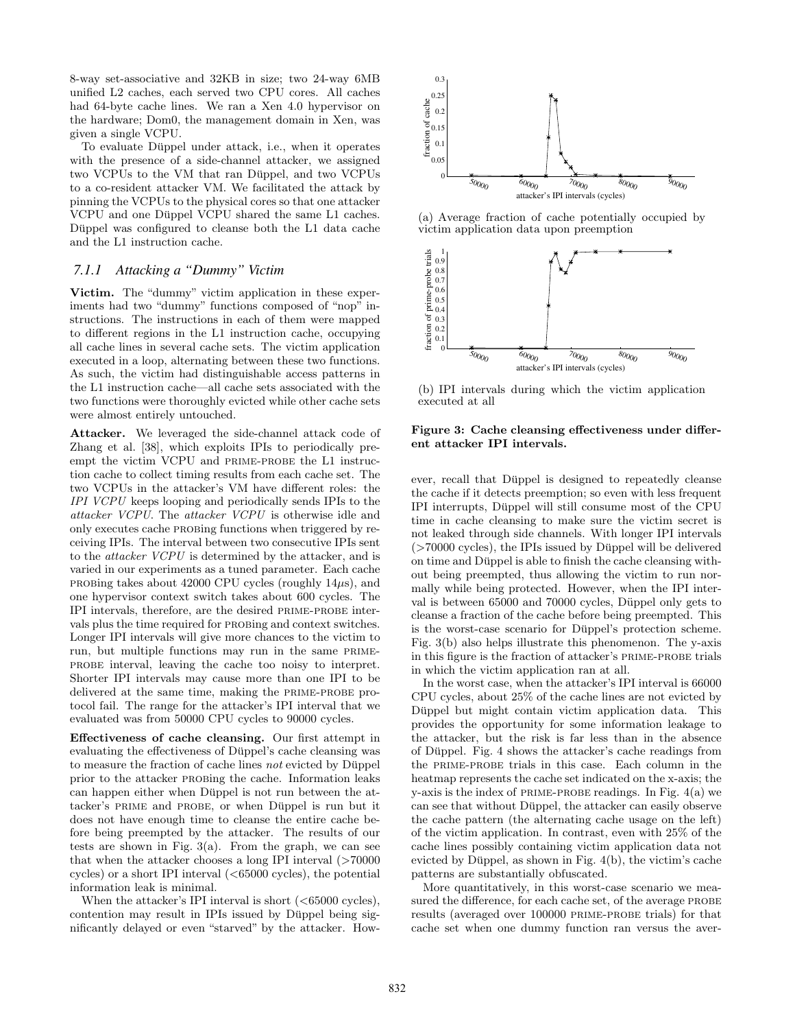8-way set-associative and 32KB in size; two 24-way 6MB unified L2 caches, each served two CPU cores. All caches had 64-byte cache lines. We ran a Xen 4.0 hypervisor on the hardware; Dom0, the management domain in Xen, was given a single VCPU.

To evaluate Düppel under attack, i.e., when it operates with the presence of a side-channel attacker, we assigned two VCPUs to the VM that ran Düppel, and two VCPUs to a co-resident attacker VM. We facilitated the attack by pinning the VCPUs to the physical cores so that one attacker VCPU and one Düppel VCPU shared the same L1 caches. Düppel was configured to cleanse both the L1 data cache and the L1 instruction cache.

### 7.1.1 Attacking a "Dummy" Victim

**Victim.** The "dummy" victim application in these experiments had two "dummy" functions composed of "nop" instructions. The instructions in each of them were mapped to different regions in the L1 instruction cache, occupying all cache lines in several cache sets. The victim application executed in a loop, alternating between these two functions. As such, the victim had distinguishable access patterns in the L1 instruction cache—all cache sets associated with the two functions were thoroughly evicted while other cache sets were almost entirely untouched.

**Attacker.** We leveraged the side-channel attack code of Zhang et al. [38], which exploits IPIs to periodically preempt the victim VCPU and PRIME-PROBE the L1 instruction cache to collect timing results from each cache set. The two VCPUs in the attacker's VM have different roles: the *IPI VCPU* keeps looping and periodically sends IPIs to the *attacker VCPU*. The *attacker VCPU* is otherwise idle and only executes cache PROBing functions when triggered by receiving IPIs. The interval between two consecutive IPIs sent to the *attacker VCPU* is determined by the attacker, and is varied in our experiments as a tuned parameter. Each cache PROBing takes about 42000 CPU cycles (roughly 14$\mu$s), and one hypervisor context switch takes about 600 cycles. The IPI intervals, therefore, are the desired PRIME-PROBE intervals plus the time required for PROBing and context switches. Longer IPI intervals will give more chances to the victim to run, but multiple functions may run in the same PRIME-PROBE interval, leaving the cache too noisy to interpret. Shorter IPI intervals may cause more than one IPI to be delivered at the same time, making the PRIME-PROBE protocol fail. The range for the attacker's IPI interval that we evaluated was from 50000 CPU cycles to 90000 cycles.

**Effectiveness of cache cleansing.** Our first attempt in evaluating the effectiveness of Düppel's cache cleansing was to measure the fraction of cache lines *not* evicted by Düppel prior to the attacker PROBing the cache. Information leaks can happen either when Düppel is not run between the attacker's PRIME and PROBE, or when Düppel is run but it does not have enough time to cleanse the entire cache before being preempted by the attacker. The results of our tests are shown in Fig. 3(a). From the graph, we can see that when the attacker chooses a long IPI interval (>70000 cycles) or a short IPI interval (<65000 cycles), the potential information leak is minimal.

When the attacker's IPI interval is short (<65000 cycles), contention may result in IPIs issued by Düppel being significantly delayed or even "starved" by the attacker. However, recall that Düppel is designed to repeatedly cleanse the cache if it detects preemption; so even with less frequent IPI interrupts, Düppel will still consume most of the CPU time in cache cleansing to make sure the victim secret is not leaked through side channels. With longer IPI intervals (>70000 cycles), the IPIs issued by Düppel will be delivered on time and Düppel is able to finish the cache cleansing without being preempted, thus allowing the victim to run normally while being protected. However, when the IPI interval is between 65000 and 70000 cycles, Düppel only gets to cleanse a fraction of the cache before being preempted. This is the worst-case scenario for Düppel's protection scheme. Fig. 3(b) also helps illustrate this phenomenon. The y-axis in this figure is the fraction of attacker's PRIME-PROBE trials in which the victim application ran at all.

(a) Average fraction of cache potentially occupied by victim application data upon preemption

(b) IPI intervals during which the victim application executed at all

**Figure 3: Cache cleansing effectiveness under different attacker IPI intervals.**

In the worst case, when the attacker's IPI interval is 66000 CPU cycles, about 25% of the cache lines are not evicted by Düppel but might contain victim application data. This provides the opportunity for some information leakage to the attacker, but the risk is far less than in the absence of Düppel. Fig. 4 shows the attacker's cache readings from the PRIME-PROBE trials in this case. Each column in the heatmap represents the cache set indicated on the x-axis; the y-axis is the index of PRIME-PROBE readings. In Fig. 4(a) we can see that without Düppel, the attacker can easily observe the cache pattern (the alternating cache usage on the left) of the victim application. In contrast, even with 25% of the cache lines possibly containing victim application data not evicted by Düppel, as shown in Fig. 4(b), the victim's cache patterns are substantially obfuscated.

More quantitatively, in this worst-case scenario we measured the difference, for each cache set, of the average PROBE results (averaged over 100000 PRIME-PROBE trials) for that cache set when one dummy function ran versus the aver-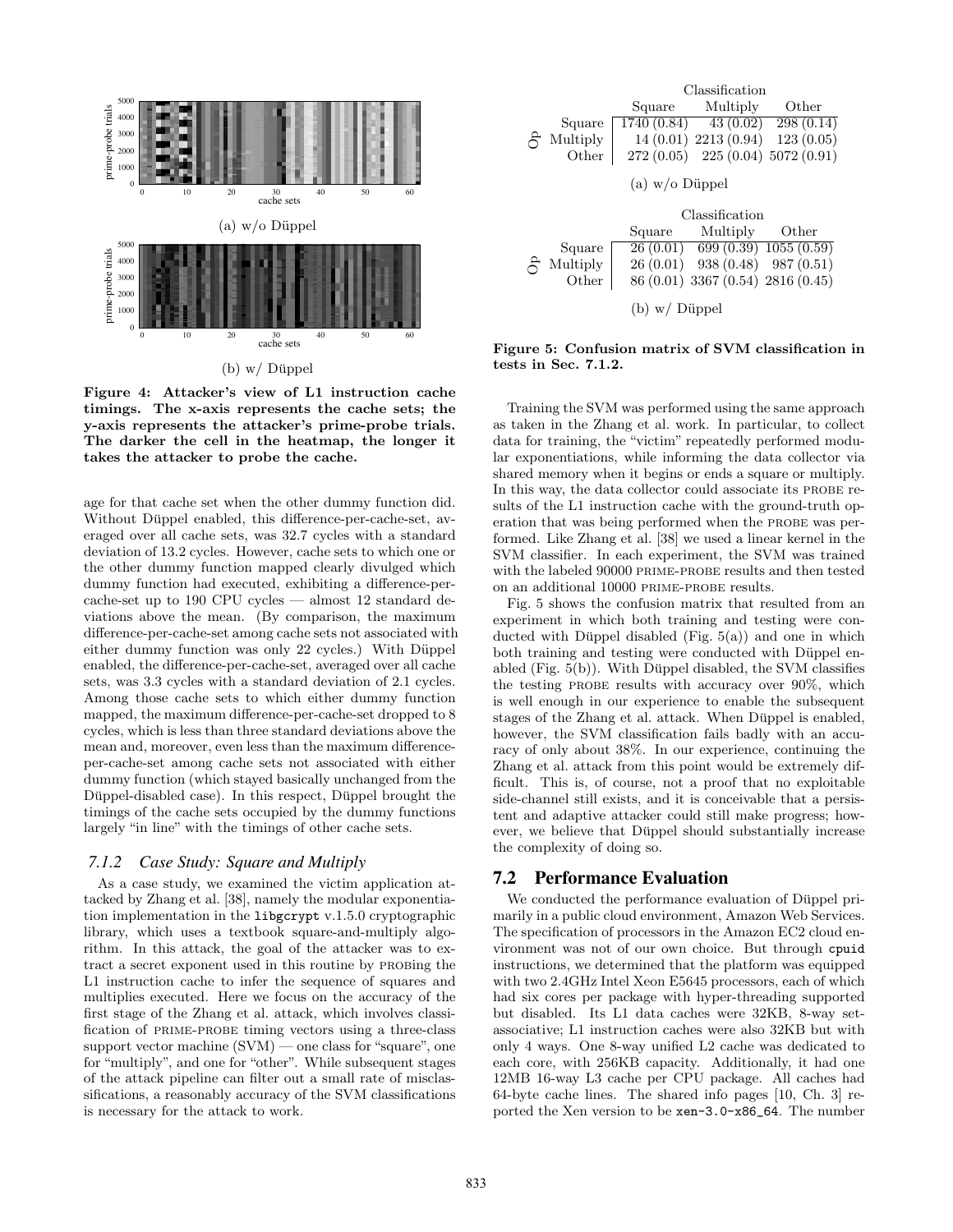(a) w/o Düppel

(b) w/ Düppel

**Figure 4: Attacker's view of L1 instruction cache timings. The x-axis represents the cache sets; the y-axis represents the attacker's prime-probe trials. The darker the cell in the heatmap, the longer it takes the attacker to probe the cache.**

age for that cache set when the other dummy function did. Without Düppel enabled, this difference-per-cache-set, averaged over all cache sets, was 32.7 cycles with a standard deviation of 13.2 cycles. However, cache sets to which one or the other dummy function mapped clearly divulged which dummy function had executed, exhibiting a difference-per-cache-set up to 190 CPU cycles — almost 12 standard deviations above the mean. (By comparison, the maximum difference-per-cache-set among cache sets not associated with either dummy function was only 22 cycles.) With Düppel enabled, the difference-per-cache-set, averaged over all cache sets, was 3.3 cycles with a standard deviation of 2.1 cycles. Among those cache sets to which either dummy function mapped, the maximum difference-per-cache-set dropped to 8 cycles, which is less than three standard deviations above the mean and, moreover, even less than the maximum difference-per-cache-set among cache sets not associated with either dummy function (which stayed basically unchanged from the Düppel-disabled case). In this respect, Düppel brought the timings of the cache sets occupied by the dummy functions largely "in line" with the timings of other cache sets.

### *7.1.2 Case Study: Square and Multiply*

As a case study, we examined the victim application attacked by Zhang et al. [38], namely the modular exponentiation implementation in the `libgcrypt` v.1.5.0 cryptographic library, which uses a textbook square-and-multiply algorithm. In this attack, the goal of the attacker was to extract a secret exponent used in this routine by PROBEing the L1 instruction cache to infer the sequence of squares and multiplies executed. Here we focus on the accuracy of the first stage of the Zhang et al. attack, which involves classification of PRIME-PROBE timing vectors using a three-class support vector machine (SVM) — one class for "square", one for "multiply", and one for "other". While subsequent stages of the attack pipeline can filter out a small rate of misclassifications, a reasonably accuracy of the SVM classifications is necessary for the attack to work.

| Op | Classification: Square | Multiply | Other |
|---|---|---|---|
| Square | 1740 (0.84) | 43 (0.02) | 298 (0.14) |
| Multiply | 14 (0.01) | 2213 (0.94) | 123 (0.05) |
| Other | 272 (0.05) | 225 (0.04) | 5072 (0.91) |

(a) w/o Düppel

| Op | Classification: Square | Multiply | Other |
|---|---|---|---|
| Square | 26 (0.01) | 699 (0.39) | 1055 (0.59) |
| Multiply | 26 (0.01) | 938 (0.48) | 987 (0.51) |
| Other | 86 (0.01) | 3367 (0.54) | 2816 (0.45) |

(b) w/ Düppel

**Figure 5: Confusion matrix of SVM classification in tests in Sec. 7.1.2.**

Training the SVM was performed using the same approach as taken in the Zhang et al. work. In particular, to collect data for training, the "victim" repeatedly performed modular exponentiations, while informing the data collector via shared memory when it begins or ends a square or multiply. In this way, the data collector could associate its PROBE results of the L1 instruction cache with the ground-truth operation that was being performed when the PROBE was performed. Like Zhang et al. [38] we used a linear kernel in the SVM classifier. In each experiment, the SVM was trained with the labeled 90000 PRIME-PROBE results and then tested on an additional 10000 PRIME-PROBE results.

Fig. 5 shows the confusion matrix that resulted from an experiment in which both training and testing were conducted with Düppel disabled (Fig. 5(a)) and one in which both training and testing were conducted with Düppel enabled (Fig. 5(b)). With Düppel disabled, the SVM classifies the testing PROBE results with accuracy over 90%, which is well enough in our experience to enable the subsequent stages of the Zhang et al. attack. When Düppel is enabled, however, the SVM classification fails badly with an accuracy of only about 38%. In our experience, continuing the Zhang et al. attack from this point would be extremely difficult. This is, of course, not a proof that no exploitable side-channel still exists, and it is conceivable that a persistent and adaptive attacker could still make progress; however, we believe that Düppel should substantially increase the complexity of doing so.

## 7.2 Performance Evaluation

We conducted the performance evaluation of Düppel primarily in a public cloud environment, Amazon Web Services. The specification of processors in the Amazon EC2 cloud environment was not of our own choice. But through `cpuid` instructions, we determined that the platform was equipped with two 2.4GHz Intel Xeon E5645 processors, each of which had six cores per package with hyper-threading supported but disabled. Its L1 data caches were 32KB, 8-way set-associative; L1 instruction caches were also 32KB but with only 4 ways. One 8-way unified L2 cache was dedicated to each core, with 256KB capacity. Additionally, it had one 12MB 16-way L3 cache per CPU package. All caches had 64-byte cache lines. The shared info pages [10, Ch. 3] reported the Xen version to be `xen-3.0-x86_64`. The number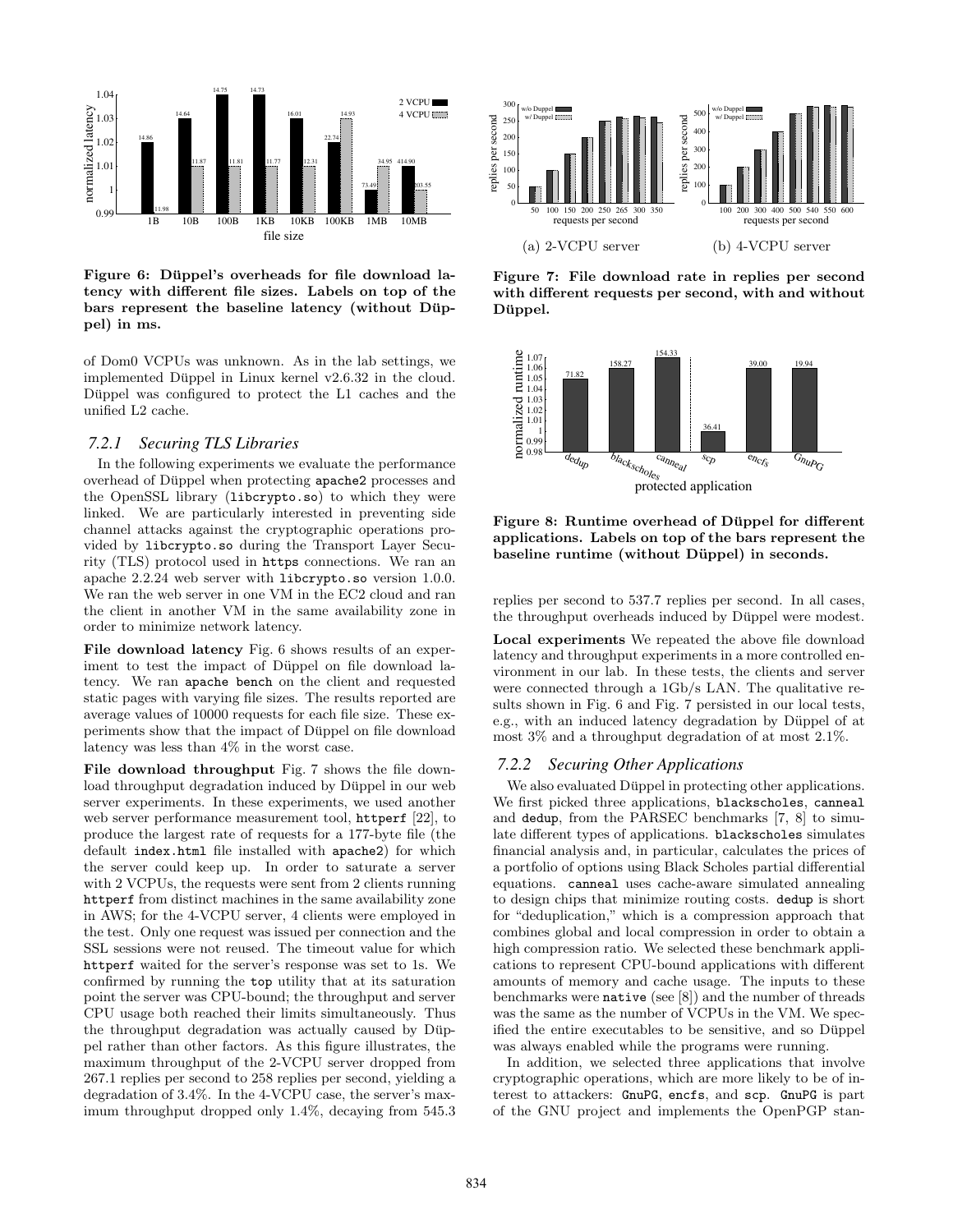Figure 6: Düppel's overheads for file download latency with different file sizes. Labels on top of the bars represent the baseline latency (without Düppel) in ms.

Figure 7: File download rate in replies per second with different requests per second, with and without Düppel.

Figure 8: Runtime overhead of Düppel for different applications. Labels on top of the bars represent the baseline runtime (without Düppel) in seconds.

of Dom0 VCPUs was unknown. As in the lab settings, we implemented Düppel in Linux kernel v2.6.32 in the cloud. Düppel was configured to protect the L1 caches and the unified L2 cache.

### 7.2.1 Securing TLS Libraries

In the following experiments we evaluate the performance overhead of Düppel when protecting `apache2` processes and the OpenSSL library (`libcrypto.so`) to which they were linked. We are particularly interested in preventing side channel attacks against the cryptographic operations provided by `libcrypto.so` during the Transport Layer Security (TLS) protocol used in `https` connections. We ran an apache 2.2.24 web server with `libcrypto.so` version 1.0.0. We ran the web server in one VM in the EC2 cloud and ran the client in another VM in the same availability zone in order to minimize network latency.

**File download latency** Fig. 6 shows results of an experiment to test the impact of Düppel on file download latency. We ran `apache bench` on the client and requested static pages with varying file sizes. The results reported are average values of 10000 requests for each file size. These experiments show that the impact of Düppel on file download latency was less than 4% in the worst case.

**File download throughput** Fig. 7 shows the file download throughput degradation induced by Düppel in our web server experiments. In these experiments, we used another web server performance measurement tool, `httperf` [22], to produce the largest rate of requests for a 177-byte file (the default `index.html` file installed with `apache2`) for which the server could keep up. In order to saturate a server with 2 VCPUs, the requests were sent from 2 clients running `httperf` from distinct machines in the same availability zone in AWS; for the 4-VCPU server, 4 clients were employed in the test. Only one request was issued per connection and the SSL sessions were not reused. The timeout value for which `httperf` waited for the server's response was set to 1s. We confirmed by running the `top` utility that at its saturation point the server was CPU-bound; the throughput and server CPU usage both reached their limits simultaneously. Thus the throughput degradation was actually caused by Düppel rather than other factors. As this figure illustrates, the maximum throughput of the 2-VCPU server dropped from 267.1 replies per second to 258 replies per second, yielding a degradation of 3.4%. In the 4-VCPU case, the server's maximum throughput dropped only 1.4%, decaying from 545.3 replies per second to 537.7 replies per second. In all cases, the throughput overheads induced by Düppel were modest.

**Local experiments** We repeated the above file download latency and throughput experiments in a more controlled environment in our lab. In these tests, the clients and server were connected through a 1Gb/s LAN. The qualitative results shown in Fig. 6 and Fig. 7 persisted in our local tests, e.g., with an induced latency degradation by Düppel of at most 3% and a throughput degradation of at most 2.1%.

### 7.2.2 Securing Other Applications

We also evaluated Düppel in protecting other applications. We first picked three applications, `blackscholes`, `canneal` and `dedup`, from the PARSEC benchmarks [7, 8] to simulate different types of applications. `blackscholes` simulates financial analysis and, in particular, calculates the prices of a portfolio of options using Black Scholes partial differential equations. `canneal` uses cache-aware simulated annealing to design chips that minimize routing costs. `dedup` is short for "deduplication," which is a compression approach that combines global and local compression in order to obtain a high compression ratio. We selected these benchmark applications to represent CPU-bound applications with different amounts of memory and cache usage. The inputs to these benchmarks were `native` (see [8]) and the number of threads was the same as the number of VCPUs in the VM. We specified the entire executables to be sensitive, and so Düppel was always enabled while the programs were running.

In addition, we selected three applications that involve cryptographic operations, which are more likely to be of interest to attackers: `GnuPG`, `encfs`, and `scp`. `GnuPG` is part of the GNU project and implements the OpenPGP stan-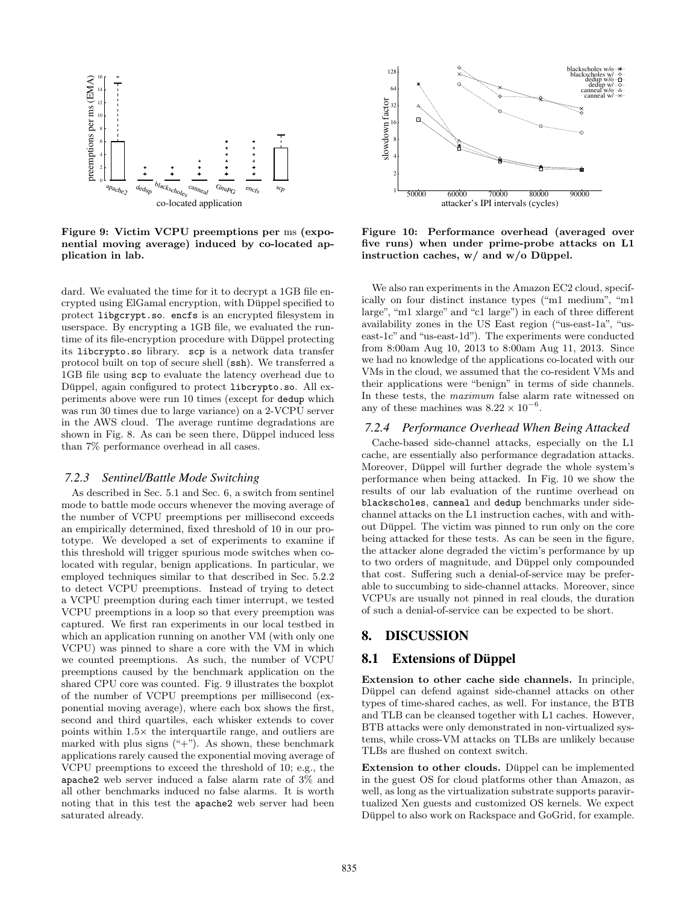**Figure 9: Victim VCPU preemptions per ms (exponential moving average) induced by co-located application in lab.**

**Figure 10: Performance overhead (averaged over five runs) when under prime-probe attacks on L1 instruction caches, w/ and w/o Düppel.**

dard. We evaluated the time for it to decrypt a 1GB file encrypted using ElGamal encryption, with Düppel specified to protect `libgcrypt.so`. `encfs` is an encrypted filesystem in userspace. By encrypting a 1GB file, we evaluated the runtime of its file-encryption procedure with Düppel protecting its `libcrypto.so` library. `scp` is a network data transfer protocol built on top of secure shell (`ssh`). We transferred a 1GB file using `scp` to evaluate the latency overhead due to Düppel, again configured to protect `libcrypto.so`. All experiments above were run 10 times (except for `dedup` which was run 30 times due to large variance) on a 2-VCPU server in the AWS cloud. The average runtime degradations are shown in Fig. 8. As can be seen there, Düppel induced less than 7% performance overhead in all cases.

### 7.2.3 Sentinel/Battle Mode Switching

As described in Sec. 5.1 and Sec. 6, a switch from sentinel mode to battle mode occurs whenever the moving average of the number of VCPU preemptions per millisecond exceeds an empirically determined, fixed threshold of 10 in our prototype. We developed a set of experiments to examine if this threshold will trigger spurious mode switches when co-located with regular, benign applications. In particular, we employed techniques similar to that described in Sec. 5.2.2 to detect VCPU preemptions. Instead of trying to detect a VCPU preemption during each timer interrupt, we tested VCPU preemptions in a loop so that every preemption was captured. We first ran experiments in our local testbed in which an application running on another VM (with only one VCPU) was pinned to share a core with the VM in which we counted preemptions. As such, the number of VCPU preemptions caused by the benchmark application on the shared CPU core was counted. Fig. 9 illustrates the boxplot of the number of VCPU preemptions per millisecond (exponential moving average), where each box shows the first, second and third quartiles, each whisker extends to cover points within 1.5× the interquartile range, and outliers are marked with plus signs ("+"). As shown, these benchmark applications rarely caused the exponential moving average of VCPU preemptions to exceed the threshold of 10; e.g., the `apache2` web server induced a false alarm rate of 3% and all other benchmarks induced no false alarms. It is worth noting that in this test the `apache2` web server had been saturated already.

We also ran experiments in the Amazon EC2 cloud, specifically on four distinct instance types ("m1 medium", "m1 large", "m1 xlarge" and "c1 large") in each of three different availability zones in the US East region ("us-east-1a", "us-east-1c" and "us-east-1d"). The experiments were conducted from 8:00am Aug 10, 2013 to 8:00am Aug 11, 2013. Since we had no knowledge of the applications co-located with our VMs in the cloud, we assumed that the co-resident VMs and their applications were "benign" in terms of side channels. In these tests, the *maximum* false alarm rate witnessed on any of these machines was $8.22 \times 10^{-6}$.

### 7.2.4 Performance Overhead When Being Attacked

Cache-based side-channel attacks, especially on the L1 cache, are essentially also performance degradation attacks. Moreover, Düppel will further degrade the whole system's performance when being attacked. In Fig. 10 we show the results of our lab evaluation of the runtime overhead on `blackscholes`, `canneal` and `dedup` benchmarks under side-channel attacks on the L1 instruction caches, with and without Düppel. The victim was pinned to run only on the core being attacked for these tests. As can be seen in the figure, the attacker alone degraded the victim's performance by up to two orders of magnitude, and Düppel only compounded that cost. Suffering such a denial-of-service may be preferable to succumbing to side-channel attacks. Moreover, since VCPUs are usually not pinned in real clouds, the duration of such a denial-of-service can be expected to be short.

# 8. DISCUSSION

## 8.1 Extensions of Düppel

**Extension to other cache side channels.** In principle, Düppel can defend against side-channel attacks on other types of time-shared caches, as well. For instance, the BTB and TLB can be cleansed together with L1 caches. However, BTB attacks were only demonstrated in non-virtualized systems, while cross-VM attacks on TLBs are unlikely because TLBs are flushed on context switch.

**Extension to other clouds.** Düppel can be implemented in the guest OS for cloud platforms other than Amazon, as well, as long as the virtualization substrate supports paravirtualized Xen guests and customized OS kernels. We expect Düppel to also work on Rackspace and GoGrid, for example.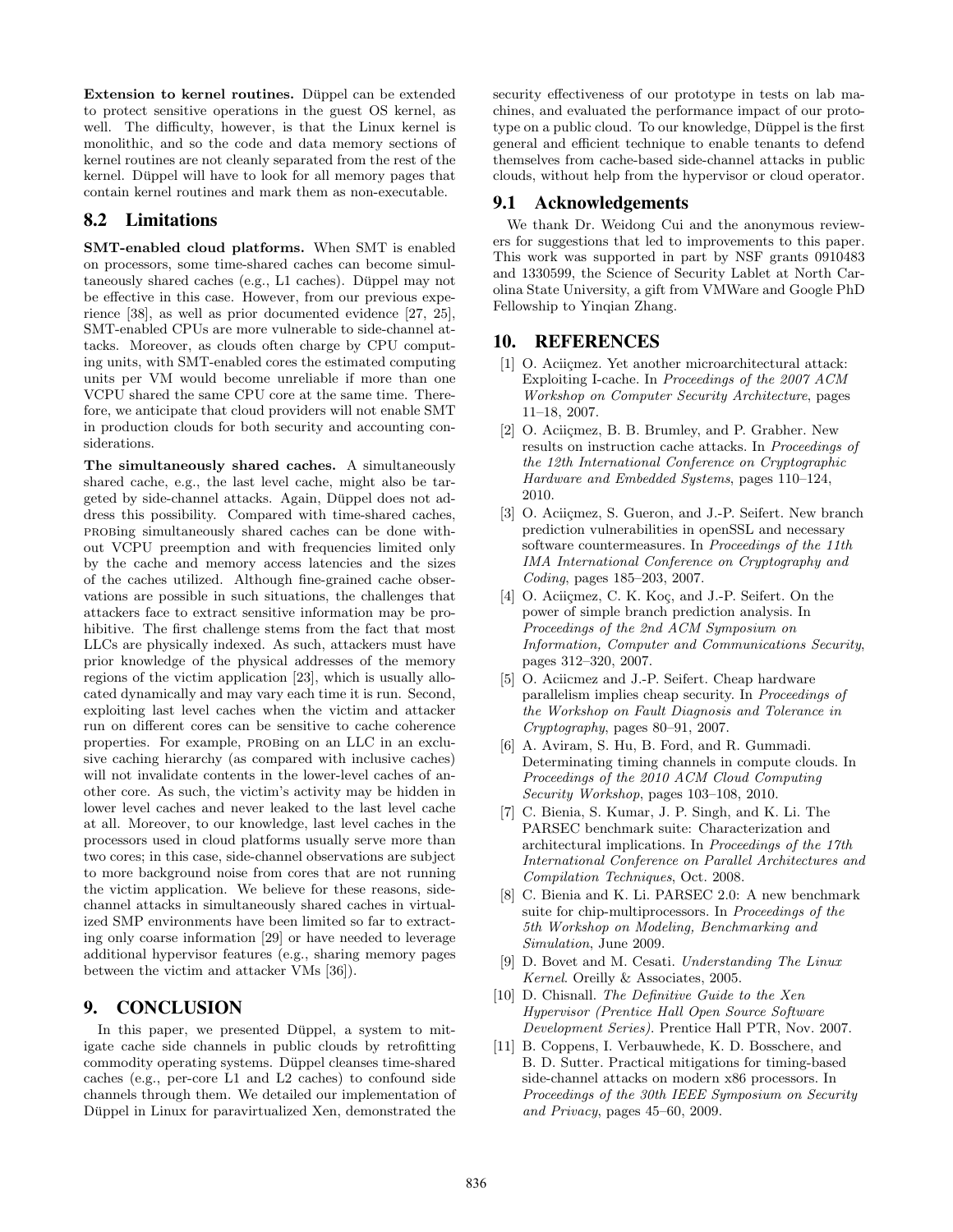**Extension to kernel routines.** Düppel can be extended to protect sensitive operations in the guest OS kernel, as well. The difficulty, however, is that the Linux kernel is monolithic, and so the code and data memory sections of kernel routines are not cleanly separated from the rest of the kernel. Düppel will have to look for all memory pages that contain kernel routines and mark them as non-executable.

## 8.2 Limitations

**SMT-enabled cloud platforms.** When SMT is enabled on processors, some time-shared caches can become simultaneously shared caches (e.g., L1 caches). Düppel may not be effective in this case. However, from our previous experience [38], as well as prior documented evidence [27, 25], SMT-enabled CPUs are more vulnerable to side-channel attacks. Moreover, as clouds often charge by CPU computing units, with SMT-enabled cores the estimated computing units per VM would become unreliable if more than one VCPU shared the same CPU core at the same time. Therefore, we anticipate that cloud providers will not enable SMT in production clouds for both security and accounting considerations.

**The simultaneously shared caches.** A simultaneously shared cache, e.g., the last level cache, might also be targeted by side-channel attacks. Again, Düppel does not address this possibility. Compared with time-shared caches, PROBing simultaneously shared caches can be done without VCPU preemption and with frequencies limited only by the cache and memory access latencies and the sizes of the caches utilized. Although fine-grained cache observations are possible in such situations, the challenges that attackers face to extract sensitive information may be prohibitive. The first challenge stems from the fact that most LLCs are physically indexed. As such, attackers must have prior knowledge of the physical addresses of the memory regions of the victim application [23], which is usually allocated dynamically and may vary each time it is run. Second, exploiting last level caches when the victim and attacker run on different cores can be sensitive to cache coherence properties. For example, PROBing on an LLC in an exclusive caching hierarchy (as compared with inclusive caches) will not invalidate contents in the lower-level caches of another core. As such, the victim's activity may be hidden in lower level caches and never leaked to the last level cache at all. Moreover, to our knowledge, last level caches in the processors used in cloud platforms usually serve more than two cores; in this case, side-channel observations are subject to more background noise from cores that are not running the victim application. We believe for these reasons, side-channel attacks in simultaneously shared caches in virtualized SMP environments have been limited so far to extracting only coarse information [29] or have needed to leverage additional hypervisor features (e.g., sharing memory pages between the victim and attacker VMs [36]).

# 9. CONCLUSION

In this paper, we presented Düppel, a system to mitigate cache side channels in public clouds by retrofitting commodity operating systems. Düppel cleanses time-shared caches (e.g., per-core L1 and L2 caches) to confound side channels through them. We detailed our implementation of Düppel in Linux for paravirtualized Xen, demonstrated the security effectiveness of our prototype in tests on lab machines, and evaluated the performance impact of our prototype on a public cloud. To our knowledge, Düppel is the first general and efficient technique to enable tenants to defend themselves from cache-based side-channel attacks in public clouds, without help from the hypervisor or cloud operator.

## 9.1 Acknowledgements

We thank Dr. Weidong Cui and the anonymous reviewers for suggestions that led to improvements to this paper. This work was supported in part by NSF grants 0910483 and 1330599, the Science of Security Lablet at North Carolina State University, a gift from VMWare and Google PhD Fellowship to Yinqian Zhang.

# 10. REFERENCES

[1] O. Aciiçmez. Yet another microarchitectural attack: Exploiting I-cache. In *Proceedings of the 2007 ACM Workshop on Computer Security Architecture*, pages 11–18, 2007.

[2] O. Aciiçmez, B. B. Brumley, and P. Grabher. New results on instruction cache attacks. In *Proceedings of the 12th International Conference on Cryptographic Hardware and Embedded Systems*, pages 110–124, 2010.

[3] O. Aciiçmez, S. Gueron, and J.-P. Seifert. New branch prediction vulnerabilities in openSSL and necessary software countermeasures. In *Proceedings of the 11th IMA International Conference on Cryptography and Coding*, pages 185–203, 2007.

[4] O. Aciiçmez, C. K. Koç, and J.-P. Seifert. On the power of simple branch prediction analysis. In *Proceedings of the 2nd ACM Symposium on Information, Computer and Communications Security*, pages 312–320, 2007.

[5] O. Aciicmez and J.-P. Seifert. Cheap hardware parallelism implies cheap security. In *Proceedings of the Workshop on Fault Diagnosis and Tolerance in Cryptography*, pages 80–91, 2007.

[6] A. Aviram, S. Hu, B. Ford, and R. Gummadi. Determinating timing channels in compute clouds. In *Proceedings of the 2010 ACM Cloud Computing Security Workshop*, pages 103–108, 2010.

[7] C. Bienia, S. Kumar, J. P. Singh, and K. Li. The PARSEC benchmark suite: Characterization and architectural implications. In *Proceedings of the 17th International Conference on Parallel Architectures and Compilation Techniques*, Oct. 2008.

[8] C. Bienia and K. Li. PARSEC 2.0: A new benchmark suite for chip-multiprocessors. In *Proceedings of the 5th Workshop on Modeling, Benchmarking and Simulation*, June 2009.

[9] D. Bovet and M. Cesati. *Understanding The Linux Kernel*. Oreilly & Associates, 2005.

[10] D. Chisnall. *The Definitive Guide to the Xen Hypervisor (Prentice Hall Open Source Software Development Series)*. Prentice Hall PTR, Nov. 2007.

[11] B. Coppens, I. Verbauwhede, K. D. Bosschere, and B. D. Sutter. Practical mitigations for timing-based side-channel attacks on modern x86 processors. In *Proceedings of the 30th IEEE Symposium on Security and Privacy*, pages 45–60, 2009.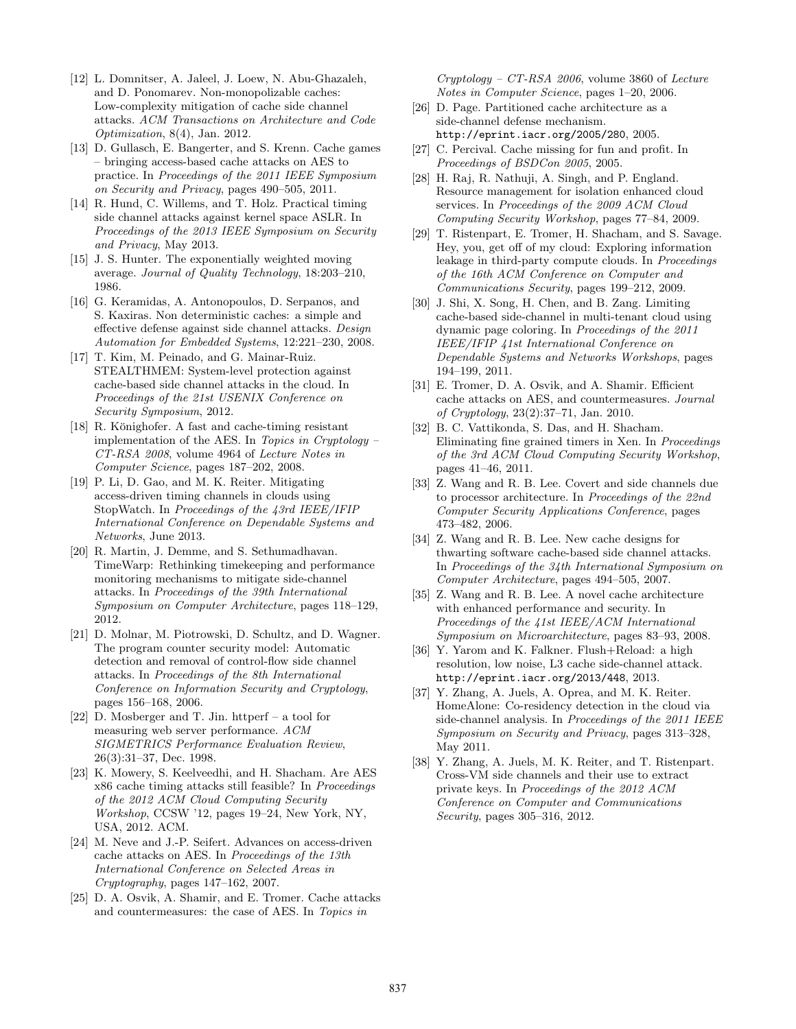[12] L. Domnitser, A. Jaleel, J. Loew, N. Abu-Ghazaleh, and D. Ponomarev. Non-monopolizable caches: Low-complexity mitigation of cache side channel attacks. *ACM Transactions on Architecture and Code Optimization*, 8(4), Jan. 2012.

[13] D. Gullasch, E. Bangerter, and S. Krenn. Cache games – bringing access-based cache attacks on AES to practice. In *Proceedings of the 2011 IEEE Symposium on Security and Privacy*, pages 490–505, 2011.

[14] R. Hund, C. Willems, and T. Holz. Practical timing side channel attacks against kernel space ASLR. In *Proceedings of the 2013 IEEE Symposium on Security and Privacy*, May 2013.

[15] J. S. Hunter. The exponentially weighted moving average. *Journal of Quality Technology*, 18:203–210, 1986.

[16] G. Keramidas, A. Antonopoulos, D. Serpanos, and S. Kaxiras. Non deterministic caches: a simple and effective defense against side channel attacks. *Design Automation for Embedded Systems*, 12:221–230, 2008.

[17] T. Kim, M. Peinado, and G. Mainar-Ruiz. STEALTHMEM: System-level protection against cache-based side channel attacks in the cloud. In *Proceedings of the 21st USENIX Conference on Security Symposium*, 2012.

[18] R. Könighofer. A fast and cache-timing resistant implementation of the AES. In *Topics in Cryptology – CT-RSA 2008*, volume 4964 of *Lecture Notes in Computer Science*, pages 187–202, 2008.

[19] P. Li, D. Gao, and M. K. Reiter. Mitigating access-driven timing channels in clouds using StopWatch. In *Proceedings of the 43rd IEEE/IFIP International Conference on Dependable Systems and Networks*, June 2013.

[20] R. Martin, J. Demme, and S. Sethumadhavan. TimeWarp: Rethinking timekeeping and performance monitoring mechanisms to mitigate side-channel attacks. In *Proceedings of the 39th International Symposium on Computer Architecture*, pages 118–129, 2012.

[21] D. Molnar, M. Piotrowski, D. Schultz, and D. Wagner. The program counter security model: Automatic detection and removal of control-flow side channel attacks. In *Proceedings of the 8th International Conference on Information Security and Cryptology*, pages 156–168, 2006.

[22] D. Mosberger and T. Jin. httperf – a tool for measuring web server performance. *ACM SIGMETRICS Performance Evaluation Review*, 26(3):31–37, Dec. 1998.

[23] K. Mowery, S. Keelveedhi, and H. Shacham. Are AES x86 cache timing attacks still feasible? In *Proceedings of the 2012 ACM Cloud Computing Security Workshop*, CCSW '12, pages 19–24, New York, NY, USA, 2012. ACM.

[24] M. Neve and J.-P. Seifert. Advances on access-driven cache attacks on AES. In *Proceedings of the 13th International Conference on Selected Areas in Cryptography*, pages 147–162, 2007.

[25] D. A. Osvik, A. Shamir, and E. Tromer. Cache attacks and countermeasures: the case of AES. In *Topics in Cryptology – CT-RSA 2006*, volume 3860 of *Lecture Notes in Computer Science*, pages 1–20, 2006.

[26] D. Page. Partitioned cache architecture as a side-channel defense mechanism. `http://eprint.iacr.org/2005/280`, 2005.

[27] C. Percival. Cache missing for fun and profit. In *Proceedings of BSDCon 2005*, 2005.

[28] H. Raj, R. Nathuji, A. Singh, and P. England. Resource management for isolation enhanced cloud services. In *Proceedings of the 2009 ACM Cloud Computing Security Workshop*, pages 77–84, 2009.

[29] T. Ristenpart, E. Tromer, H. Shacham, and S. Savage. Hey, you, get off of my cloud: Exploring information leakage in third-party compute clouds. In *Proceedings of the 16th ACM Conference on Computer and Communications Security*, pages 199–212, 2009.

[30] J. Shi, X. Song, H. Chen, and B. Zang. Limiting cache-based side-channel in multi-tenant cloud using dynamic page coloring. In *Proceedings of the 2011 IEEE/IFIP 41st International Conference on Dependable Systems and Networks Workshops*, pages 194–199, 2011.

[31] E. Tromer, D. A. Osvik, and A. Shamir. Efficient cache attacks on AES, and countermeasures. *Journal of Cryptology*, 23(2):37–71, Jan. 2010.

[32] B. C. Vattikonda, S. Das, and H. Shacham. Eliminating fine grained timers in Xen. In *Proceedings of the 3rd ACM Cloud Computing Security Workshop*, pages 41–46, 2011.

[33] Z. Wang and R. B. Lee. Covert and side channels due to processor architecture. In *Proceedings of the 22nd Computer Security Applications Conference*, pages 473–482, 2006.

[34] Z. Wang and R. B. Lee. New cache designs for thwarting software cache-based side channel attacks. In *Proceedings of the 34th International Symposium on Computer Architecture*, pages 494–505, 2007.

[35] Z. Wang and R. B. Lee. A novel cache architecture with enhanced performance and security. In *Proceedings of the 41st IEEE/ACM International Symposium on Microarchitecture*, pages 83–93, 2008.

[36] Y. Yarom and K. Falkner. Flush+Reload: a high resolution, low noise, L3 cache side-channel attack. `http://eprint.iacr.org/2013/448`, 2013.

[37] Y. Zhang, A. Juels, A. Oprea, and M. K. Reiter. HomeAlone: Co-residency detection in the cloud via side-channel analysis. In *Proceedings of the 2011 IEEE Symposium on Security and Privacy*, pages 313–328, May 2011.

[38] Y. Zhang, A. Juels, M. K. Reiter, and T. Ristenpart. Cross-VM side channels and their use to extract private keys. In *Proceedings of the 2012 ACM Conference on Computer and Communications Security*, pages 305–316, 2012.